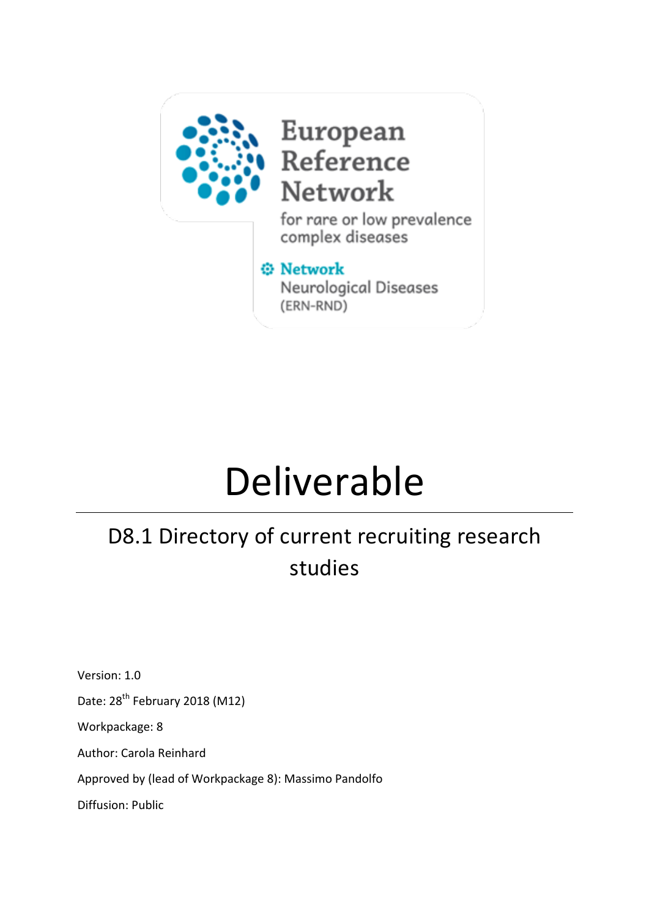European Reference Network

for rare or low prevalence complex diseases

Network Neurological Diseases (ERN-RND)

# Deliverable

## D8.1 Directory of current recruiting research studies

Version: 1.0

Date: 28th February 2018 (M12)

Workpackage: 8

Author: Carola Reinhard

Approved by (lead of Workpackage 8): Massimo Pandolfo

Diffusion: Public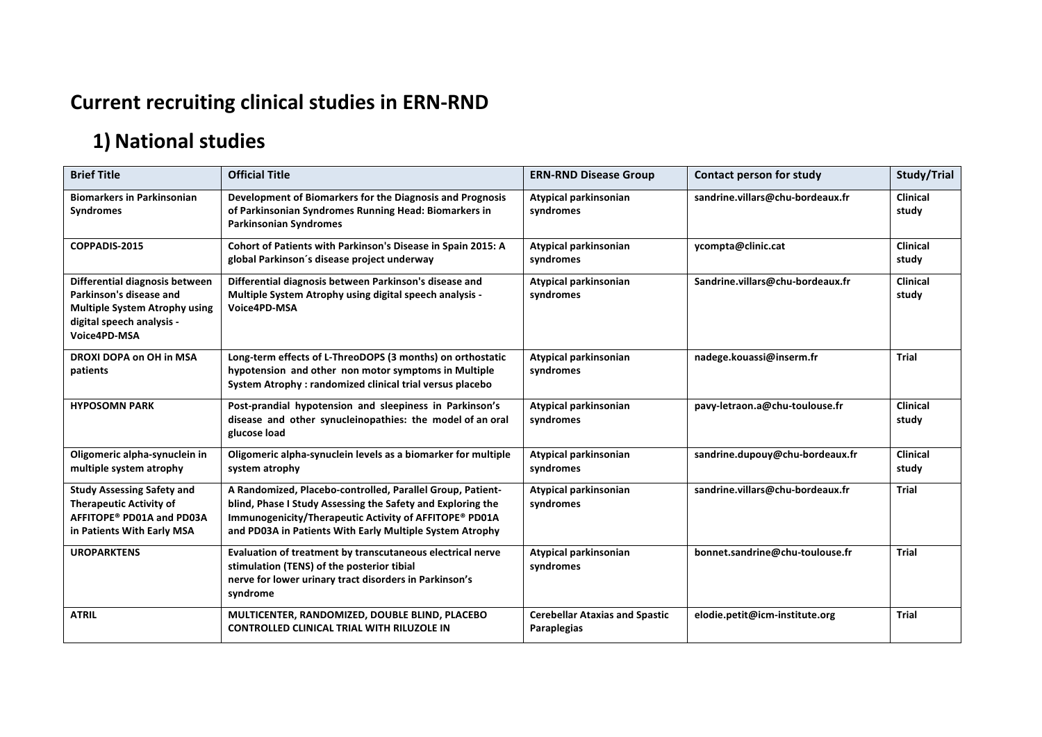# Current recruiting clinical studies in ERN-RND

## 1) National studies

| Brief Title | Official Title | ERN-RND Disease Group | Contact person for study | Study/Trial |
|---|---|---|---|---|
| **Biomarkers in Parkinsonian Syndromes** | **Development of Biomarkers for the Diagnosis and Prognosis of Parkinsonian Syndromes Running Head: Biomarkers in Parkinsonian Syndromes** | **Atypical parkinsonian syndromes** | **sandrine.villars@chu-bordeaux.fr** | **Clinical study** |
| **COPPADIS-2015** | **Cohort of Patients with Parkinson's Disease in Spain 2015: A global Parkinson´s disease project underway** | **Atypical parkinsonian syndromes** | **ycompta@clinic.cat** | **Clinical study** |
| **Differential diagnosis between Parkinson's disease and Multiple System Atrophy using digital speech analysis - Voice4PD-MSA** | **Differential diagnosis between Parkinson's disease and Multiple System Atrophy using digital speech analysis - Voice4PD-MSA** | **Atypical parkinsonian syndromes** | **Sandrine.villars@chu-bordeaux.fr** | **Clinical study** |
| **DROXI DOPA on OH in MSA patients** | **Long-term effects of L-ThreoDOPS (3 months) on orthostatic hypotension and other non motor symptoms in Multiple System Atrophy : randomized clinical trial versus placebo** | **Atypical parkinsonian syndromes** | **nadege.kouassi@inserm.fr** | **Trial** |
| **HYPOSOMN PARK** | **Post-prandial hypotension and sleepiness in Parkinson's disease and other synucleinopathies: the model of an oral glucose load** | **Atypical parkinsonian syndromes** | **pavy-letraon.a@chu-toulouse.fr** | **Clinical study** |
| **Oligomeric alpha-synuclein in multiple system atrophy** | **Oligomeric alpha-synuclein levels as a biomarker for multiple system atrophy** | **Atypical parkinsonian syndromes** | **sandrine.dupouy@chu-bordeaux.fr** | **Clinical study** |
| **Study Assessing Safety and Therapeutic Activity of AFFITOPE® PD01A and PD03A in Patients With Early MSA** | **A Randomized, Placebo-controlled, Parallel Group, Patient-blind, Phase I Study Assessing the Safety and Exploring the Immunogenicity/Therapeutic Activity of AFFITOPE® PD01A and PD03A in Patients With Early Multiple System Atrophy** | **Atypical parkinsonian syndromes** | **sandrine.villars@chu-bordeaux.fr** | **Trial** |
| **UROPARKTENS** | **Evaluation of treatment by transcutaneous electrical nerve stimulation (TENS) of the posterior tibial nerve for lower urinary tract disorders in Parkinson's syndrome** | **Atypical parkinsonian syndromes** | **bonnet.sandrine@chu-toulouse.fr** | **Trial** |
| **ATRIL** | **MULTICENTER, RANDOMIZED, DOUBLE BLIND, PLACEBO CONTROLLED CLINICAL TRIAL WITH RILUZOLE IN** | **Cerebellar Ataxias and Spastic Paraplegias** | **elodie.petit@icm-institute.org** | **Trial** |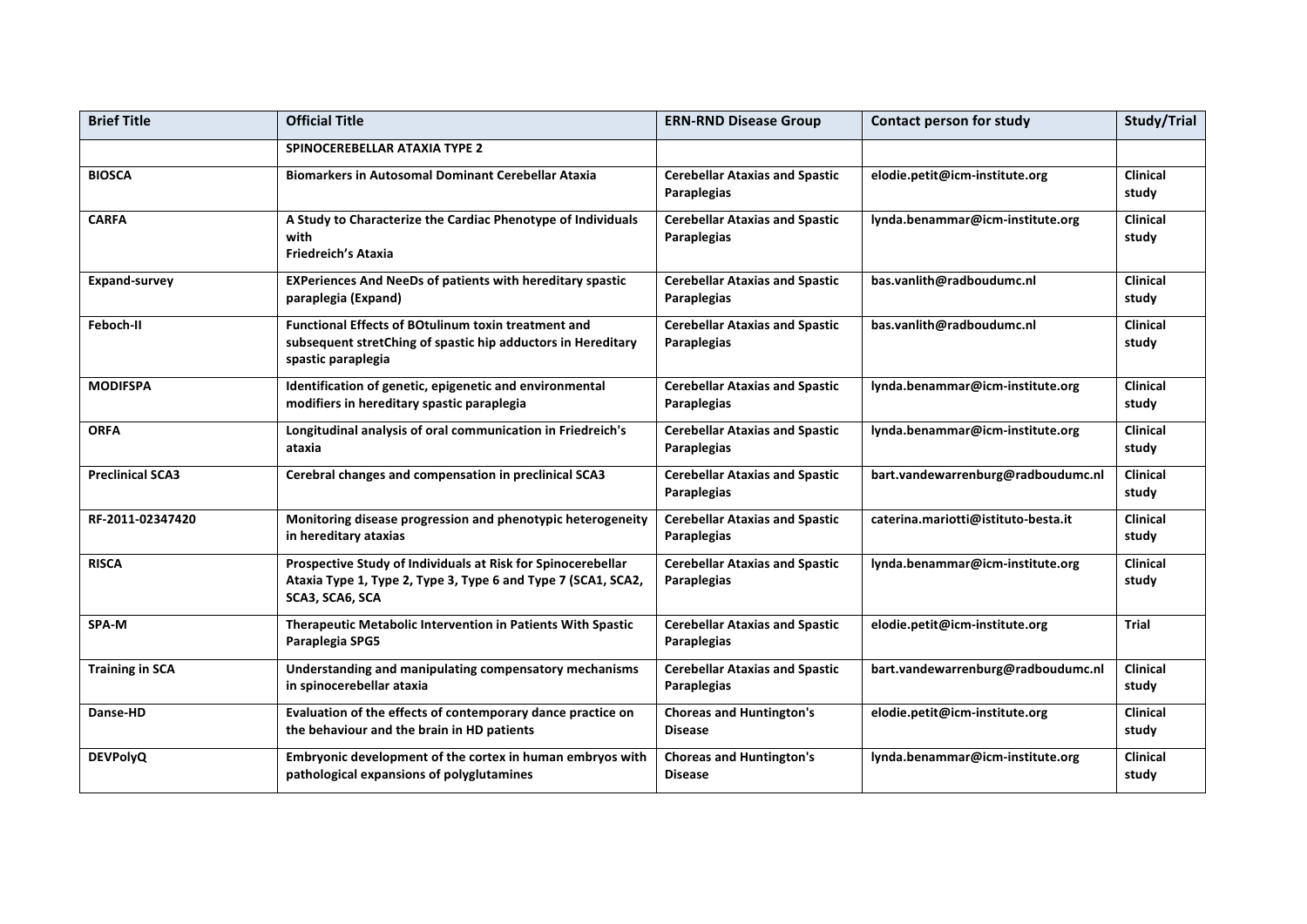| Brief Title | Official Title | ERN-RND Disease Group | Contact person for study | Study/Trial |
|---|---|---|---|---|
| | **SPINOCEREBELLAR ATAXIA TYPE 2** | | | |
| **BIOSCA** | **Biomarkers in Autosomal Dominant Cerebellar Ataxia** | **Cerebellar Ataxias and Spastic Paraplegias** | **elodie.petit@icm-institute.org** | **Clinical study** |
| **CARFA** | **A Study to Characterize the Cardiac Phenotype of Individuals with Friedreich's Ataxia** | **Cerebellar Ataxias and Spastic Paraplegias** | **lynda.benammar@icm-institute.org** | **Clinical study** |
| **Expand-survey** | **EXPeriences And NeeDs of patients with hereditary spastic paraplegia (Expand)** | **Cerebellar Ataxias and Spastic Paraplegias** | **bas.vanlith@radboudumc.nl** | **Clinical study** |
| **Feboch-II** | **Functional Effects of BOtulinum toxin treatment and subsequent stretChing of spastic hip adductors in Hereditary spastic paraplegia** | **Cerebellar Ataxias and Spastic Paraplegias** | **bas.vanlith@radboudumc.nl** | **Clinical study** |
| **MODIFSPA** | **Identification of genetic, epigenetic and environmental modifiers in hereditary spastic paraplegia** | **Cerebellar Ataxias and Spastic Paraplegias** | **lynda.benammar@icm-institute.org** | **Clinical study** |
| **ORFA** | **Longitudinal analysis of oral communication in Friedreich's ataxia** | **Cerebellar Ataxias and Spastic Paraplegias** | **lynda.benammar@icm-institute.org** | **Clinical study** |
| **Preclinical SCA3** | **Cerebral changes and compensation in preclinical SCA3** | **Cerebellar Ataxias and Spastic Paraplegias** | **bart.vandewarrenburg@radboudumc.nl** | **Clinical study** |
| **RF-2011-02347420** | **Monitoring disease progression and phenotypic heterogeneity in hereditary ataxias** | **Cerebellar Ataxias and Spastic Paraplegias** | **caterina.mariotti@istituto-besta.it** | **Clinical study** |
| **RISCA** | **Prospective Study of Individuals at Risk for Spinocerebellar Ataxia Type 1, Type 2, Type 3, Type 6 and Type 7 (SCA1, SCA2, SCA3, SCA6, SCA** | **Cerebellar Ataxias and Spastic Paraplegias** | **lynda.benammar@icm-institute.org** | **Clinical study** |
| **SPA-M** | **Therapeutic Metabolic Intervention in Patients With Spastic Paraplegia SPG5** | **Cerebellar Ataxias and Spastic Paraplegias** | **elodie.petit@icm-institute.org** | **Trial** |
| **Training in SCA** | **Understanding and manipulating compensatory mechanisms in spinocerebellar ataxia** | **Cerebellar Ataxias and Spastic Paraplegias** | **bart.vandewarrenburg@radboudumc.nl** | **Clinical study** |
| **Danse-HD** | **Evaluation of the effects of contemporary dance practice on the behaviour and the brain in HD patients** | **Choreas and Huntington's Disease** | **elodie.petit@icm-institute.org** | **Clinical study** |
| **DEVPolyQ** | **Embryonic development of the cortex in human embryos with pathological expansions of polyglutamines** | **Choreas and Huntington's Disease** | **lynda.benammar@icm-institute.org** | **Clinical study** |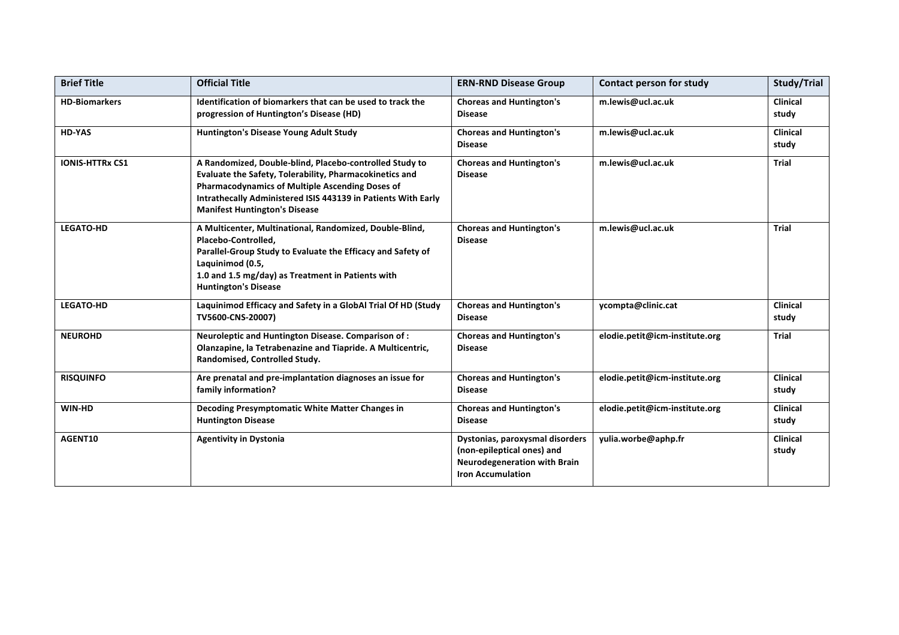| Brief Title | Official Title | ERN-RND Disease Group | Contact person for study | Study/Trial |
|---|---|---|---|---|
| **HD-Biomarkers** | **Identification of biomarkers that can be used to track the progression of Huntington's Disease (HD)** | **Choreas and Huntington's Disease** | **m.lewis@ucl.ac.uk** | **Clinical study** |
| **HD-YAS** | **Huntington's Disease Young Adult Study** | **Choreas and Huntington's Disease** | **m.lewis@ucl.ac.uk** | **Clinical study** |
| **IONIS-HTTRx CS1** | **A Randomized, Double-blind, Placebo-controlled Study to Evaluate the Safety, Tolerability, Pharmacokinetics and Pharmacodynamics of Multiple Ascending Doses of Intrathecally Administered ISIS 443139 in Patients With Early Manifest Huntington's Disease** | **Choreas and Huntington's Disease** | **m.lewis@ucl.ac.uk** | **Trial** |
| **LEGATO-HD** | **A Multicenter, Multinational, Randomized, Double-Blind, Placebo-Controlled, Parallel-Group Study to Evaluate the Efficacy and Safety of Laquinimod (0.5, 1.0 and 1.5 mg/day) as Treatment in Patients with Huntington's Disease** | **Choreas and Huntington's Disease** | **m.lewis@ucl.ac.uk** | **Trial** |
| **LEGATO-HD** | **Laquinimod Efficacy and Safety in a GlobAl Trial Of HD (Study TV5600-CNS-20007)** | **Choreas and Huntington's Disease** | **ycompta@clinic.cat** | **Clinical study** |
| **NEUROHD** | **Neuroleptic and Huntington Disease. Comparison of : Olanzapine, la Tetrabenazine and Tiapride. A Multicentric, Randomised, Controlled Study.** | **Choreas and Huntington's Disease** | **elodie.petit@icm-institute.org** | **Trial** |
| **RISQUINFO** | **Are prenatal and pre-implantation diagnoses an issue for family information?** | **Choreas and Huntington's Disease** | **elodie.petit@icm-institute.org** | **Clinical study** |
| **WIN-HD** | **Decoding Presymptomatic White Matter Changes in Huntington Disease** | **Choreas and Huntington's Disease** | **elodie.petit@icm-institute.org** | **Clinical study** |
| **AGENT10** | **Agentivity in Dystonia** | **Dystonias, paroxysmal disorders (non-epileptical ones) and Neurodegeneration with Brain Iron Accumulation** | **yulia.worbe@aphp.fr** | **Clinical study** |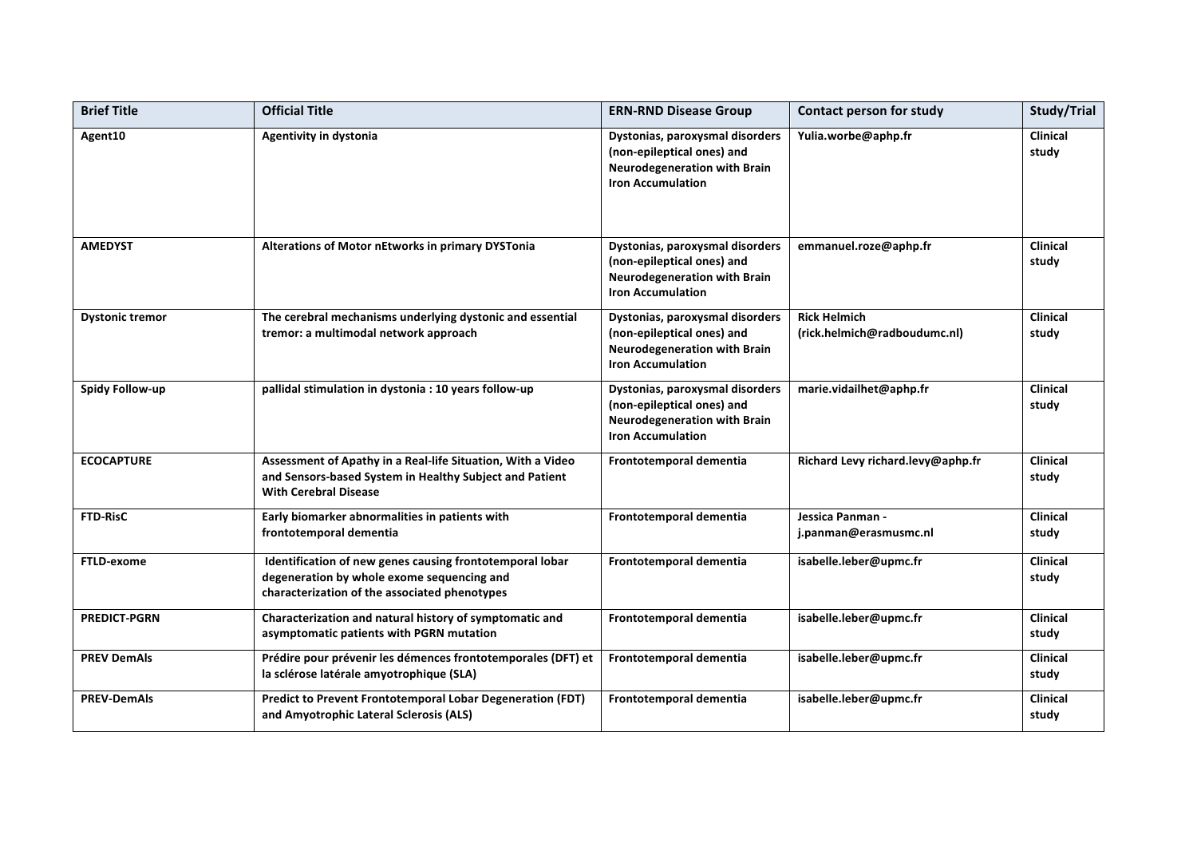| Brief Title | Official Title | ERN-RND Disease Group | Contact person for study | Study/Trial |
|---|---|---|---|---|
| Agent10 | Agentivity in dystonia | Dystonias, paroxysmal disorders (non-epileptical ones) and Neurodegeneration with Brain Iron Accumulation | Yulia.worbe@aphp.fr | Clinical study |
| AMEDYST | Alterations of Motor nEtworks in primary DYSTonia | Dystonias, paroxysmal disorders (non-epileptical ones) and Neurodegeneration with Brain Iron Accumulation | emmanuel.roze@aphp.fr | Clinical study |
| Dystonic tremor | The cerebral mechanisms underlying dystonic and essential tremor: a multimodal network approach | Dystonias, paroxysmal disorders (non-epileptical ones) and Neurodegeneration with Brain Iron Accumulation | Rick Helmich (rick.helmich@radboudumc.nl) | Clinical study |
| Spidy Follow-up | pallidal stimulation in dystonia : 10 years follow-up | Dystonias, paroxysmal disorders (non-epileptical ones) and Neurodegeneration with Brain Iron Accumulation | marie.vidailhet@aphp.fr | Clinical study |
| ECOCAPTURE | Assessment of Apathy in a Real-life Situation, With a Video and Sensors-based System in Healthy Subject and Patient With Cerebral Disease | Frontotemporal dementia | Richard Levy richard.levy@aphp.fr | Clinical study |
| FTD-RisC | Early biomarker abnormalities in patients with frontotemporal dementia | Frontotemporal dementia | Jessica Panman - j.panman@erasmusmc.nl | Clinical study |
| FTLD-exome | Identification of new genes causing frontotemporal lobar degeneration by whole exome sequencing and characterization of the associated phenotypes | Frontotemporal dementia | isabelle.leber@upmc.fr | Clinical study |
| PREDICT-PGRN | Characterization and natural history of symptomatic and asymptomatic patients with PGRN mutation | Frontotemporal dementia | isabelle.leber@upmc.fr | Clinical study |
| PREV DemAls | Prédire pour prévenir les démences frontotemporales (DFT) et la sclérose latérale amyotrophique (SLA) | Frontotemporal dementia | isabelle.leber@upmc.fr | Clinical study |
| PREV-DemAls | Predict to Prevent Frontotemporal Lobar Degeneration (FDT) and Amyotrophic Lateral Sclerosis (ALS) | Frontotemporal dementia | isabelle.leber@upmc.fr | Clinical study |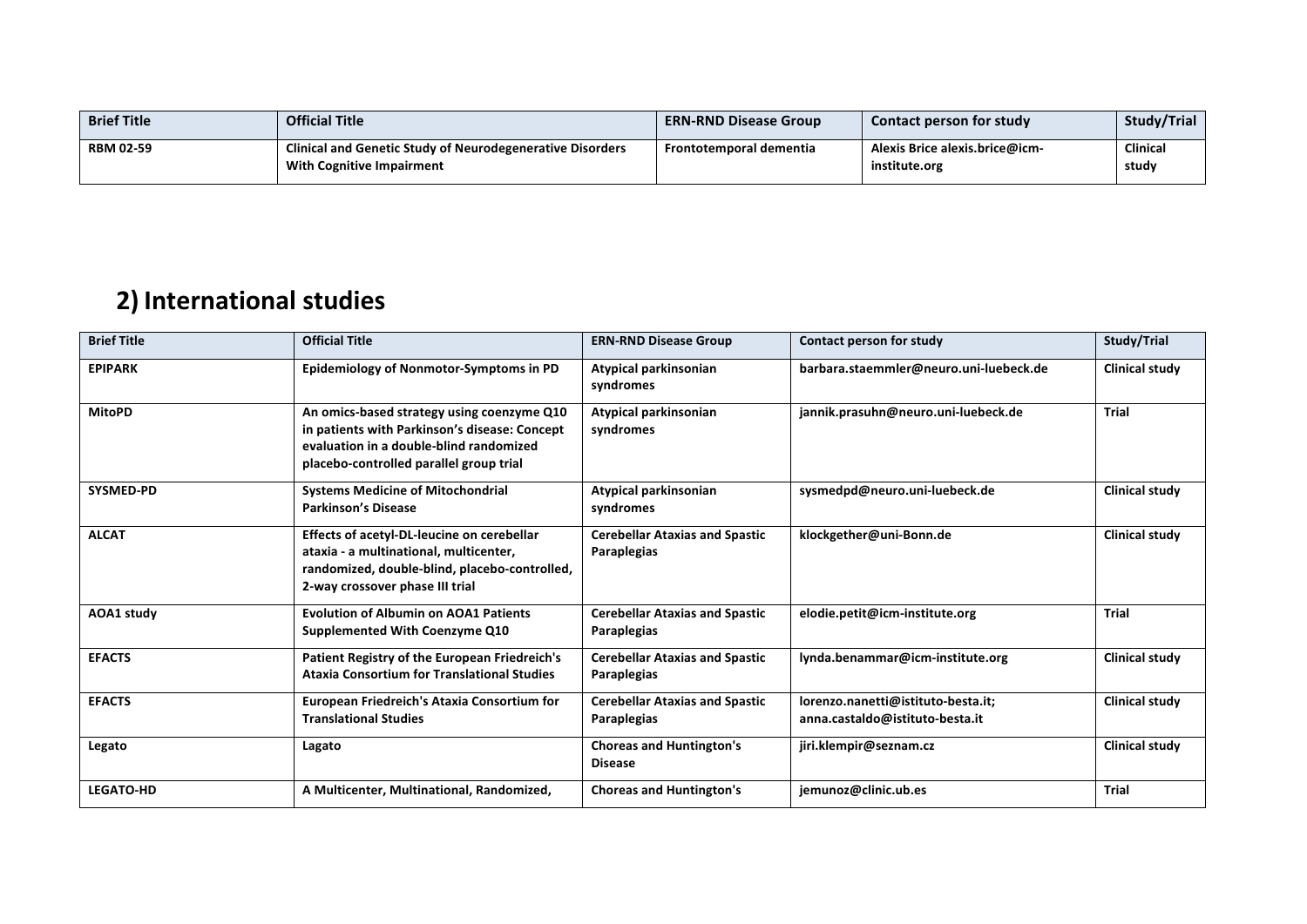| Brief Title | Official Title | ERN-RND Disease Group | Contact person for study | Study/Trial |
|---|---|---|---|---|
| RBM 02-59 | Clinical and Genetic Study of Neurodegenerative Disorders With Cognitive Impairment | Frontotemporal dementia | Alexis Brice alexis.brice@icm-institute.org | Clinical study |

## 2) International studies

| Brief Title | Official Title | ERN-RND Disease Group | Contact person for study | Study/Trial |
|---|---|---|---|---|
| EPIPARK | Epidemiology of Nonmotor-Symptoms in PD | Atypical parkinsonian syndromes | barbara.staemmler@neuro.uni-luebeck.de | Clinical study |
| MitoPD | An omics-based strategy using coenzyme Q10 in patients with Parkinson's disease: Concept evaluation in a double-blind randomized placebo-controlled parallel group trial | Atypical parkinsonian syndromes | jannik.prasuhn@neuro.uni-luebeck.de | Trial |
| SYSMED-PD | Systems Medicine of Mitochondrial Parkinson's Disease | Atypical parkinsonian syndromes | sysmedpd@neuro.uni-luebeck.de | Clinical study |
| ALCAT | Effects of acetyl-DL-leucine on cerebellar ataxia - a multinational, multicenter, randomized, double-blind, placebo-controlled, 2-way crossover phase III trial | Cerebellar Ataxias and Spastic Paraplegias | klockgether@uni-Bonn.de | Clinical study |
| AOA1 study | Evolution of Albumin on AOA1 Patients Supplemented With Coenzyme Q10 | Cerebellar Ataxias and Spastic Paraplegias | elodie.petit@icm-institute.org | Trial |
| EFACTS | Patient Registry of the European Friedreich's Ataxia Consortium for Translational Studies | Cerebellar Ataxias and Spastic Paraplegias | lynda.benammar@icm-institute.org | Clinical study |
| EFACTS | European Friedreich's Ataxia Consortium for Translational Studies | Cerebellar Ataxias and Spastic Paraplegias | lorenzo.nanetti@istituto-besta.it; anna.castaldo@istituto-besta.it | Clinical study |
| Legato | Lagato | Choreas and Huntington's Disease | jiri.klempir@seznam.cz | Clinical study |
| LEGATO-HD | A Multicenter, Multinational, Randomized, | Choreas and Huntington's | jemunoz@clinic.ub.es | Trial |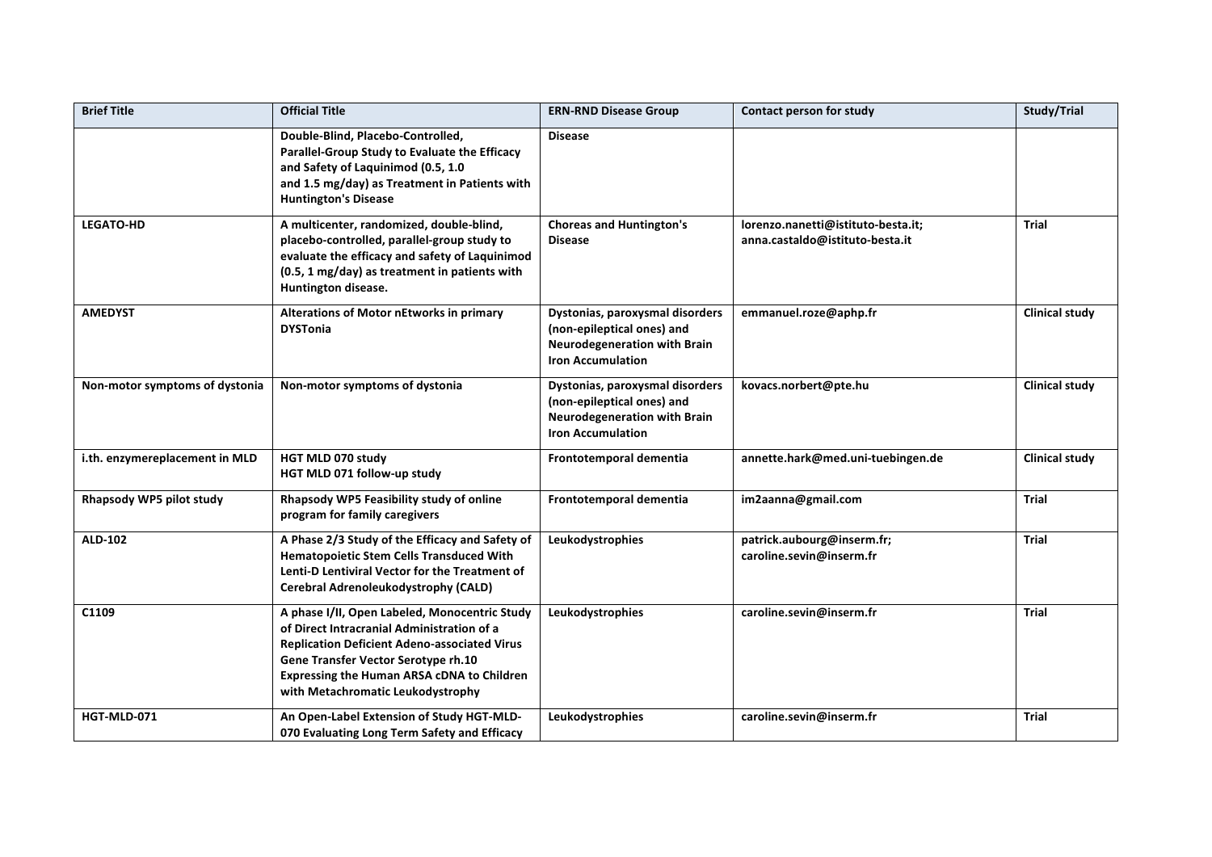| Brief Title | Official Title | ERN-RND Disease Group | Contact person for study | Study/Trial |
|---|---|---|---|---|
| | Double-Blind, Placebo-Controlled, Parallel-Group Study to Evaluate the Efficacy and Safety of Laquinimod (0.5, 1.0 and 1.5 mg/day) as Treatment in Patients with Huntington's Disease | Disease | | |
| LEGATO-HD | A multicenter, randomized, double-blind, placebo-controlled, parallel-group study to evaluate the efficacy and safety of Laquinimod (0.5, 1 mg/day) as treatment in patients with Huntington disease. | Choreas and Huntington's Disease | lorenzo.nanetti@istituto-besta.it; anna.castaldo@istituto-besta.it | Trial |
| AMEDYST | Alterations of Motor nEtworks in primary DYSTonia | Dystonias, paroxysmal disorders (non-epileptical ones) and Neurodegeneration with Brain Iron Accumulation | emmanuel.roze@aphp.fr | Clinical study |
| Non-motor symptoms of dystonia | Non-motor symptoms of dystonia | Dystonias, paroxysmal disorders (non-epileptical ones) and Neurodegeneration with Brain Iron Accumulation | kovacs.norbert@pte.hu | Clinical study |
| i.th. enzymereplacement in MLD | HGT MLD 070 study<br>HGT MLD 071 follow-up study | Frontotemporal dementia | annette.hark@med.uni-tuebingen.de | Clinical study |
| Rhapsody WP5 pilot study | Rhapsody WP5 Feasibility study of online program for family caregivers | Frontotemporal dementia | im2aanna@gmail.com | Trial |
| ALD-102 | A Phase 2/3 Study of the Efficacy and Safety of Hematopoietic Stem Cells Transduced With Lenti-D Lentiviral Vector for the Treatment of Cerebral Adrenoleukodystrophy (CALD) | Leukodystrophies | patrick.aubourg@inserm.fr; caroline.sevin@inserm.fr | Trial |
| C1109 | A phase I/II, Open Labeled, Monocentric Study of Direct Intracranial Administration of a Replication Deficient Adeno-associated Virus Gene Transfer Vector Serotype rh.10 Expressing the Human ARSA cDNA to Children with Metachromatic Leukodystrophy | Leukodystrophies | caroline.sevin@inserm.fr | Trial |
| HGT-MLD-071 | An Open-Label Extension of Study HGT-MLD-070 Evaluating Long Term Safety and Efficacy | Leukodystrophies | caroline.sevin@inserm.fr | Trial |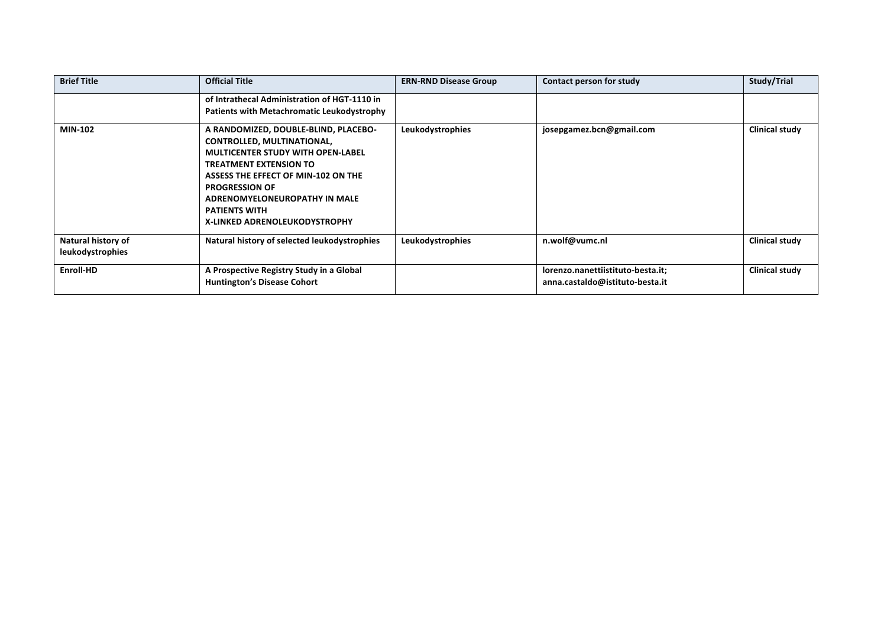| Brief Title | Official Title | ERN-RND Disease Group | Contact person for study | Study/Trial |
| --- | --- | --- | --- | --- |
| | **of Intrathecal Administration of HGT-1110 in Patients with Metachromatic Leukodystrophy** | | | |
| **MIN-102** | **A RANDOMIZED, DOUBLE-BLIND, PLACEBO-CONTROLLED, MULTINATIONAL, MULTICENTER STUDY WITH OPEN-LABEL TREATMENT EXTENSION TO ASSESS THE EFFECT OF MIN-102 ON THE PROGRESSION OF ADRENOMYELONEUROPATHY IN MALE PATIENTS WITH X-LINKED ADRENOLEUKODYSTROPHY** | **Leukodystrophies** | **josepgamez.bcn@gmail.com** | **Clinical study** |
| **Natural history of leukodystrophies** | **Natural history of selected leukodystrophies** | **Leukodystrophies** | **n.wolf@vumc.nl** | **Clinical study** |
| **Enroll-HD** | **A Prospective Registry Study in a Global Huntington's Disease Cohort** | | **lorenzo.nanettiistituto-besta.it; anna.castaldo@istituto-besta.it** | **Clinical study** |